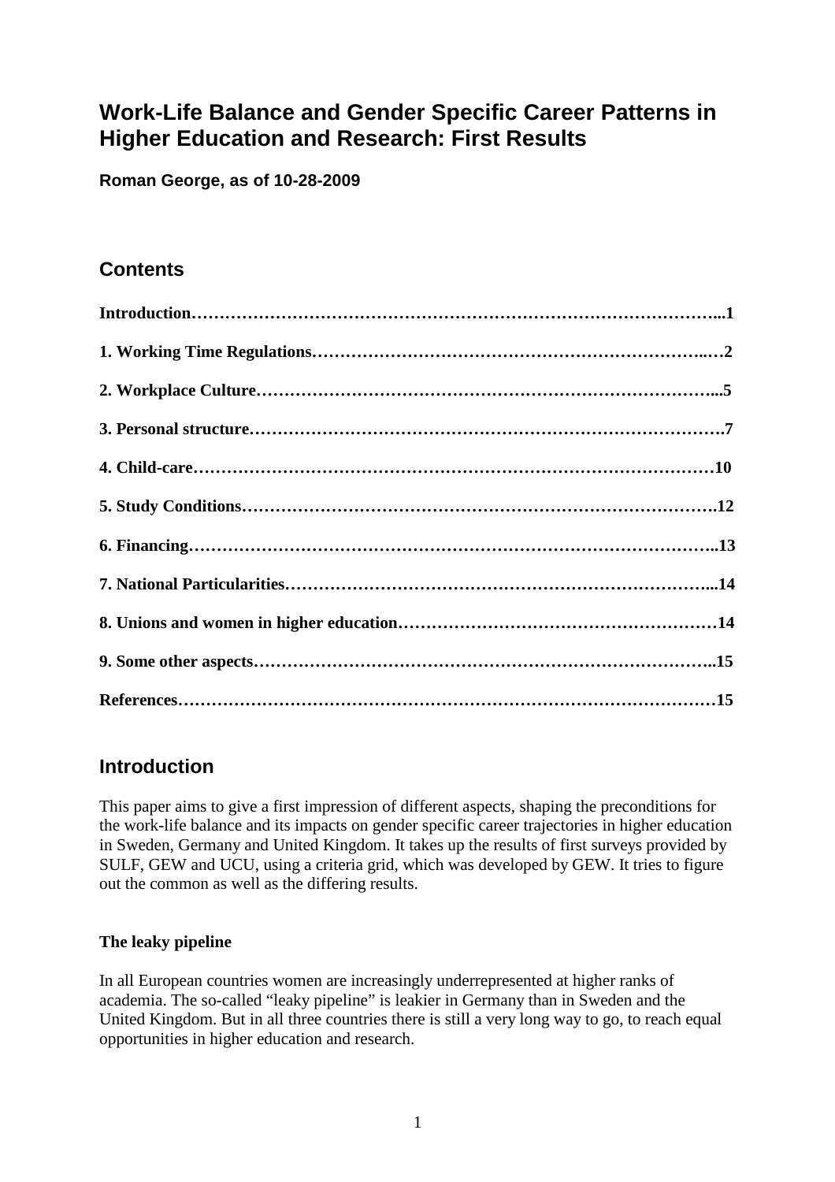# Work-Life Balance and Gender Specific Career Patterns in Higher Education and Research: First Results

**Roman George, as of 10-28-2009**

## Contents

**Introduction……………………………………………………………………………...1**

**1. Working Time Regulations………………………………………………………..…2**

**2. Workplace Culture……………………………………………………………………...5**

**3. Personal structure……………………………………………………………………….7**

**4. Child-care………………………………………………………………………………10**

**5. Study Conditions……………………………………………………………………….12**

**6. Financing………………………………………………………………………………..13**

**7. National Particularities………………………………………………………………...14**

**8. Unions and women in higher education………………………………………………14**

**9. Some other aspects……………………………………………………………………..15**

**References………………………………………………………………………………15**

## Introduction

This paper aims to give a first impression of different aspects, shaping the preconditions for the work-life balance and its impacts on gender specific career trajectories in higher education in Sweden, Germany and United Kingdom. It takes up the results of first surveys provided by SULF, GEW and UCU, using a criteria grid, which was developed by GEW. It tries to figure out the common as well as the differing results.

### The leaky pipeline

In all European countries women are increasingly underrepresented at higher ranks of academia. The so-called "leaky pipeline" is leakier in Germany than in Sweden and the United Kingdom. But in all three countries there is still a very long way to go, to reach equal opportunities in higher education and research.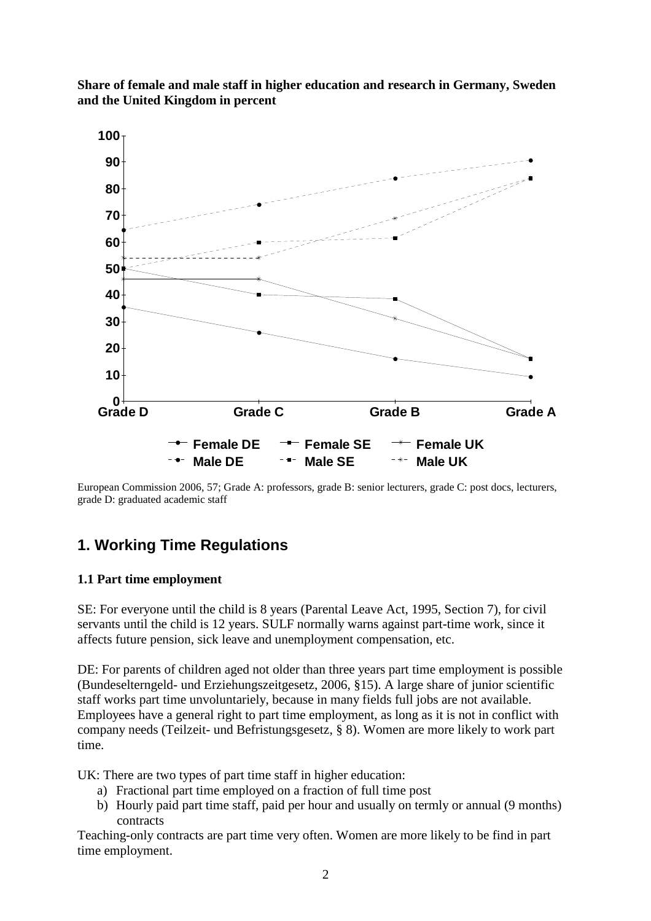**Share of female and male staff in higher education and research in Germany, Sweden and the United Kingdom in percent**

European Commission 2006, 57; Grade A: professors, grade B: senior lecturers, grade C: post docs, lecturers, grade D: graduated academic staff

## 1. Working Time Regulations

### 1.1 Part time employment

SE: For everyone until the child is 8 years (Parental Leave Act, 1995, Section 7), for civil servants until the child is 12 years. SULF normally warns against part-time work, since it affects future pension, sick leave and unemployment compensation, etc.

DE: For parents of children aged not older than three years part time employment is possible (Bundeselterngeld- und Erziehungszeitgesetz, 2006, §15). A large share of junior scientific staff works part time unvoluntariely, because in many fields full jobs are not available. Employees have a general right to part time employment, as long as it is not in conflict with company needs (Teilzeit- und Befristungsgesetz, § 8). Women are more likely to work part time.

UK: There are two types of part time staff in higher education:

a) Fractional part time employed on a fraction of full time post
b) Hourly paid part time staff, paid per hour and usually on termly or annual (9 months) contracts

Teaching-only contracts are part time very often. Women are more likely to be find in part time employment.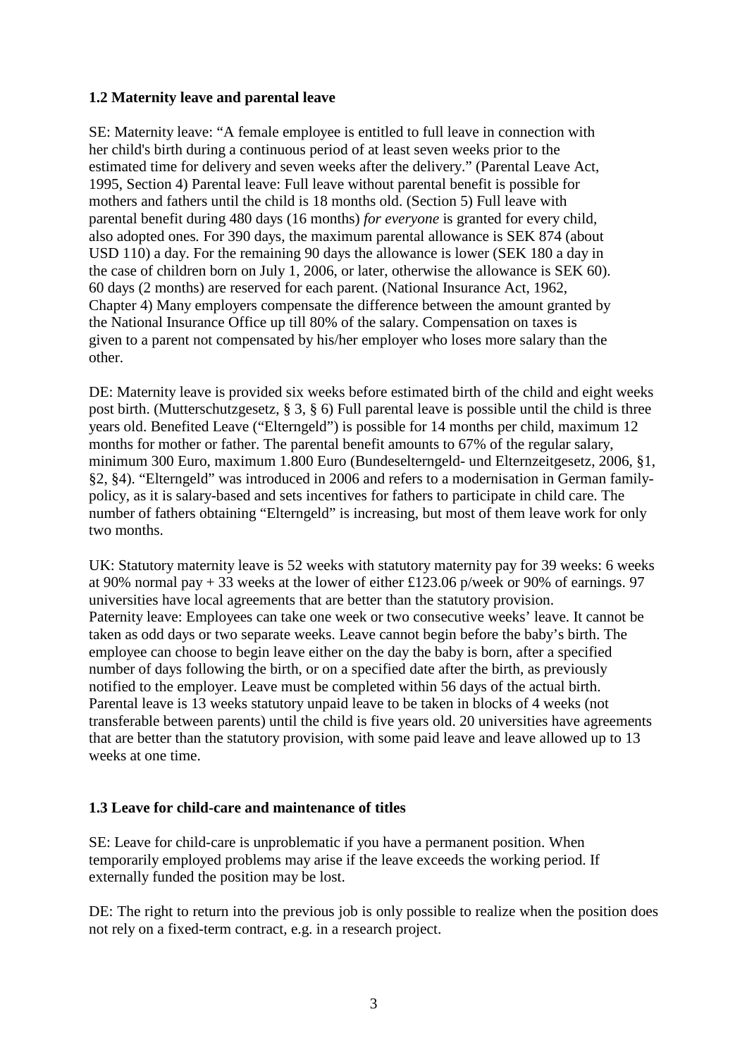### 1.2 Maternity leave and parental leave

SE: Maternity leave: "A female employee is entitled to full leave in connection with her child's birth during a continuous period of at least seven weeks prior to the estimated time for delivery and seven weeks after the delivery." (Parental Leave Act, 1995, Section 4) Parental leave: Full leave without parental benefit is possible for mothers and fathers until the child is 18 months old. (Section 5) Full leave with parental benefit during 480 days (16 months) *for everyone* is granted for every child, also adopted ones. For 390 days, the maximum parental allowance is SEK 874 (about USD 110) a day. For the remaining 90 days the allowance is lower (SEK 180 a day in the case of children born on July 1, 2006, or later, otherwise the allowance is SEK 60). 60 days (2 months) are reserved for each parent. (National Insurance Act, 1962, Chapter 4) Many employers compensate the difference between the amount granted by the National Insurance Office up till 80% of the salary. Compensation on taxes is given to a parent not compensated by his/her employer who loses more salary than the other.

DE: Maternity leave is provided six weeks before estimated birth of the child and eight weeks post birth. (Mutterschutzgesetz, § 3, § 6) Full parental leave is possible until the child is three years old. Benefited Leave ("Elterngeld") is possible for 14 months per child, maximum 12 months for mother or father. The parental benefit amounts to 67% of the regular salary, minimum 300 Euro, maximum 1.800 Euro (Bundeselterngeld- und Elternzeitgesetz, 2006, §1, §2, §4). "Elterngeld" was introduced in 2006 and refers to a modernisation in German family-policy, as it is salary-based and sets incentives for fathers to participate in child care. The number of fathers obtaining "Elterngeld" is increasing, but most of them leave work for only two months.

UK: Statutory maternity leave is 52 weeks with statutory maternity pay for 39 weeks: 6 weeks at 90% normal pay + 33 weeks at the lower of either £123.06 p/week or 90% of earnings. 97 universities have local agreements that are better than the statutory provision.
Paternity leave: Employees can take one week or two consecutive weeks' leave. It cannot be taken as odd days or two separate weeks. Leave cannot begin before the baby's birth. The employee can choose to begin leave either on the day the baby is born, after a specified number of days following the birth, or on a specified date after the birth, as previously notified to the employer. Leave must be completed within 56 days of the actual birth.
Parental leave is 13 weeks statutory unpaid leave to be taken in blocks of 4 weeks (not transferable between parents) until the child is five years old. 20 universities have agreements that are better than the statutory provision, with some paid leave and leave allowed up to 13 weeks at one time.

### 1.3 Leave for child-care and maintenance of titles

SE: Leave for child-care is unproblematic if you have a permanent position. When temporarily employed problems may arise if the leave exceeds the working period. If externally funded the position may be lost.

DE: The right to return into the previous job is only possible to realize when the position does not rely on a fixed-term contract, e.g. in a research project.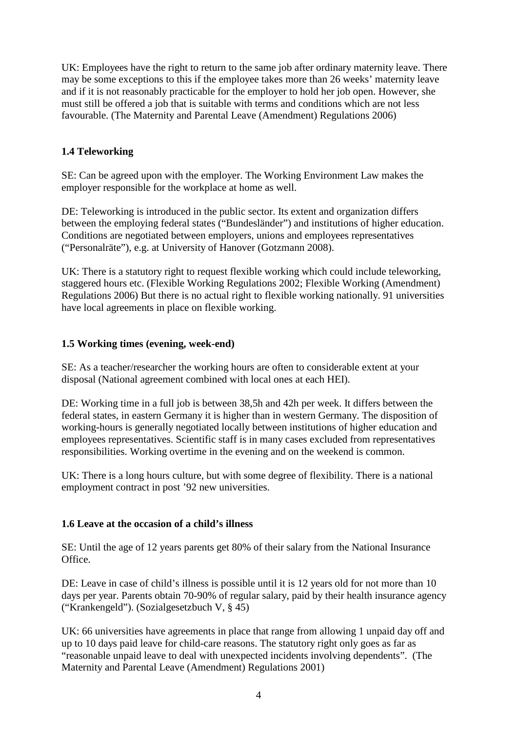UK: Employees have the right to return to the same job after ordinary maternity leave. There may be some exceptions to this if the employee takes more than 26 weeks' maternity leave and if it is not reasonably practicable for the employer to hold her job open. However, she must still be offered a job that is suitable with terms and conditions which are not less favourable. (The Maternity and Parental Leave (Amendment) Regulations 2006)

### 1.4 Teleworking

SE: Can be agreed upon with the employer. The Working Environment Law makes the employer responsible for the workplace at home as well.

DE: Teleworking is introduced in the public sector. Its extent and organization differs between the employing federal states ("Bundesländer") and institutions of higher education. Conditions are negotiated between employers, unions and employees representatives ("Personalräte"), e.g. at University of Hanover (Gotzmann 2008).

UK: There is a statutory right to request flexible working which could include teleworking, staggered hours etc. (Flexible Working Regulations 2002; Flexible Working (Amendment) Regulations 2006) But there is no actual right to flexible working nationally. 91 universities have local agreements in place on flexible working.

### 1.5 Working times (evening, week-end)

SE: As a teacher/researcher the working hours are often to considerable extent at your disposal (National agreement combined with local ones at each HEI).

DE: Working time in a full job is between 38,5h and 42h per week. It differs between the federal states, in eastern Germany it is higher than in western Germany. The disposition of working-hours is generally negotiated locally between institutions of higher education and employees representatives. Scientific staff is in many cases excluded from representatives responsibilities. Working overtime in the evening and on the weekend is common.

UK: There is a long hours culture, but with some degree of flexibility. There is a national employment contract in post '92 new universities.

### 1.6 Leave at the occasion of a child's illness

SE: Until the age of 12 years parents get 80% of their salary from the National Insurance Office.

DE: Leave in case of child's illness is possible until it is 12 years old for not more than 10 days per year. Parents obtain 70-90% of regular salary, paid by their health insurance agency ("Krankengeld"). (Sozialgesetzbuch V, § 45)

UK: 66 universities have agreements in place that range from allowing 1 unpaid day off and up to 10 days paid leave for child-care reasons. The statutory right only goes as far as "reasonable unpaid leave to deal with unexpected incidents involving dependents". (The Maternity and Parental Leave (Amendment) Regulations 2001)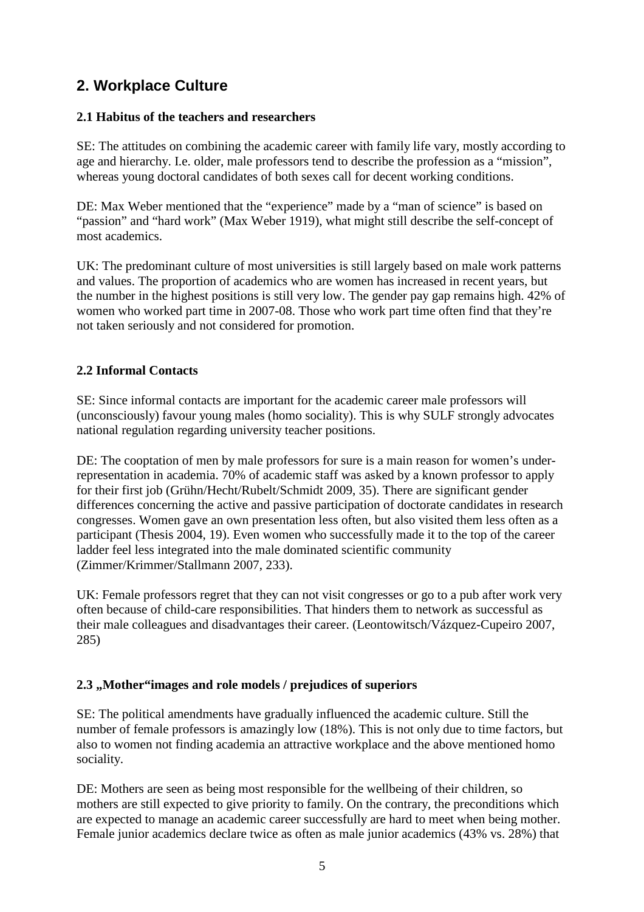## 2. Workplace Culture

### 2.1 Habitus of the teachers and researchers

SE: The attitudes on combining the academic career with family life vary, mostly according to age and hierarchy. I.e. older, male professors tend to describe the profession as a "mission", whereas young doctoral candidates of both sexes call for decent working conditions.

DE: Max Weber mentioned that the "experience" made by a "man of science" is based on "passion" and "hard work" (Max Weber 1919), what might still describe the self-concept of most academics.

UK: The predominant culture of most universities is still largely based on male work patterns and values. The proportion of academics who are women has increased in recent years, but the number in the highest positions is still very low. The gender pay gap remains high. 42% of women who worked part time in 2007-08. Those who work part time often find that they're not taken seriously and not considered for promotion.

### 2.2 Informal Contacts

SE: Since informal contacts are important for the academic career male professors will (unconsciously) favour young males (homo sociality). This is why SULF strongly advocates national regulation regarding university teacher positions.

DE: The cooptation of men by male professors for sure is a main reason for women's under-representation in academia. 70% of academic staff was asked by a known professor to apply for their first job (Grühn/Hecht/Rubelt/Schmidt 2009, 35). There are significant gender differences concerning the active and passive participation of doctorate candidates in research congresses. Women gave an own presentation less often, but also visited them less often as a participant (Thesis 2004, 19). Even women who successfully made it to the top of the career ladder feel less integrated into the male dominated scientific community (Zimmer/Krimmer/Stallmann 2007, 233).

UK: Female professors regret that they can not visit congresses or go to a pub after work very often because of child-care responsibilities. That hinders them to network as successful as their male colleagues and disadvantages their career. (Leontowitsch/Vázquez-Cupeiro 2007, 285)

### 2.3 „Mother"images and role models / prejudices of superiors

SE: The political amendments have gradually influenced the academic culture. Still the number of female professors is amazingly low (18%). This is not only due to time factors, but also to women not finding academia an attractive workplace and the above mentioned homo sociality.

DE: Mothers are seen as being most responsible for the wellbeing of their children, so mothers are still expected to give priority to family. On the contrary, the preconditions which are expected to manage an academic career successfully are hard to meet when being mother. Female junior academics declare twice as often as male junior academics (43% vs. 28%) that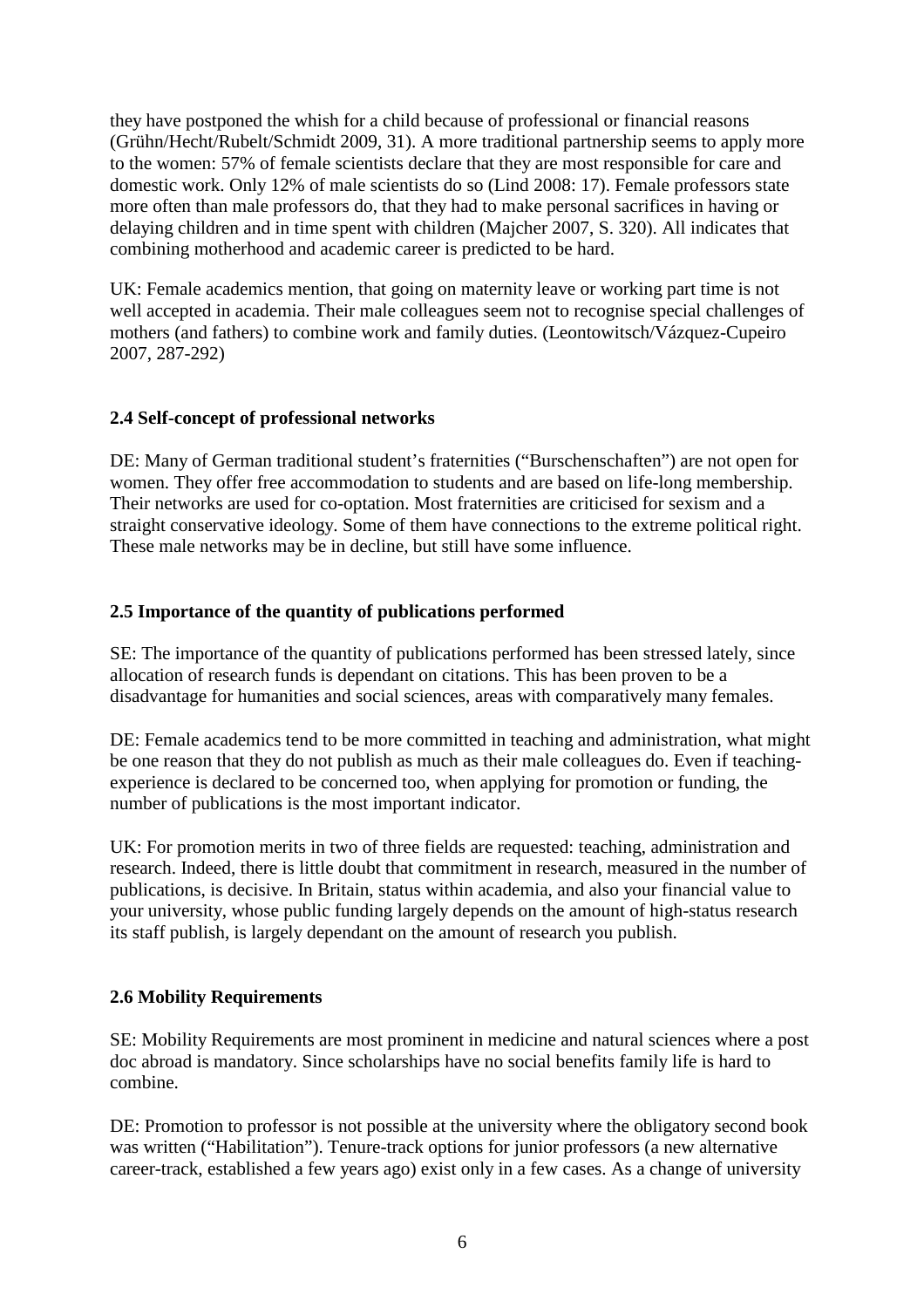they have postponed the whish for a child because of professional or financial reasons (Grühn/Hecht/Rubelt/Schmidt 2009, 31). A more traditional partnership seems to apply more to the women: 57% of female scientists declare that they are most responsible for care and domestic work. Only 12% of male scientists do so (Lind 2008: 17). Female professors state more often than male professors do, that they had to make personal sacrifices in having or delaying children and in time spent with children (Majcher 2007, S. 320). All indicates that combining motherhood and academic career is predicted to be hard.

UK: Female academics mention, that going on maternity leave or working part time is not well accepted in academia. Their male colleagues seem not to recognise special challenges of mothers (and fathers) to combine work and family duties. (Leontowitsch/Vázquez-Cupeiro 2007, 287-292)

### 2.4 Self-concept of professional networks

DE: Many of German traditional student's fraternities ("Burschenschaften") are not open for women. They offer free accommodation to students and are based on life-long membership. Their networks are used for co-optation. Most fraternities are criticised for sexism and a straight conservative ideology. Some of them have connections to the extreme political right. These male networks may be in decline, but still have some influence.

### 2.5 Importance of the quantity of publications performed

SE: The importance of the quantity of publications performed has been stressed lately, since allocation of research funds is dependant on citations. This has been proven to be a disadvantage for humanities and social sciences, areas with comparatively many females.

DE: Female academics tend to be more committed in teaching and administration, what might be one reason that they do not publish as much as their male colleagues do. Even if teaching-experience is declared to be concerned too, when applying for promotion or funding, the number of publications is the most important indicator.

UK: For promotion merits in two of three fields are requested: teaching, administration and research. Indeed, there is little doubt that commitment in research, measured in the number of publications, is decisive. In Britain, status within academia, and also your financial value to your university, whose public funding largely depends on the amount of high-status research its staff publish, is largely dependant on the amount of research you publish.

### 2.6 Mobility Requirements

SE: Mobility Requirements are most prominent in medicine and natural sciences where a post doc abroad is mandatory. Since scholarships have no social benefits family life is hard to combine.

DE: Promotion to professor is not possible at the university where the obligatory second book was written ("Habilitation"). Tenure-track options for junior professors (a new alternative career-track, established a few years ago) exist only in a few cases. As a change of university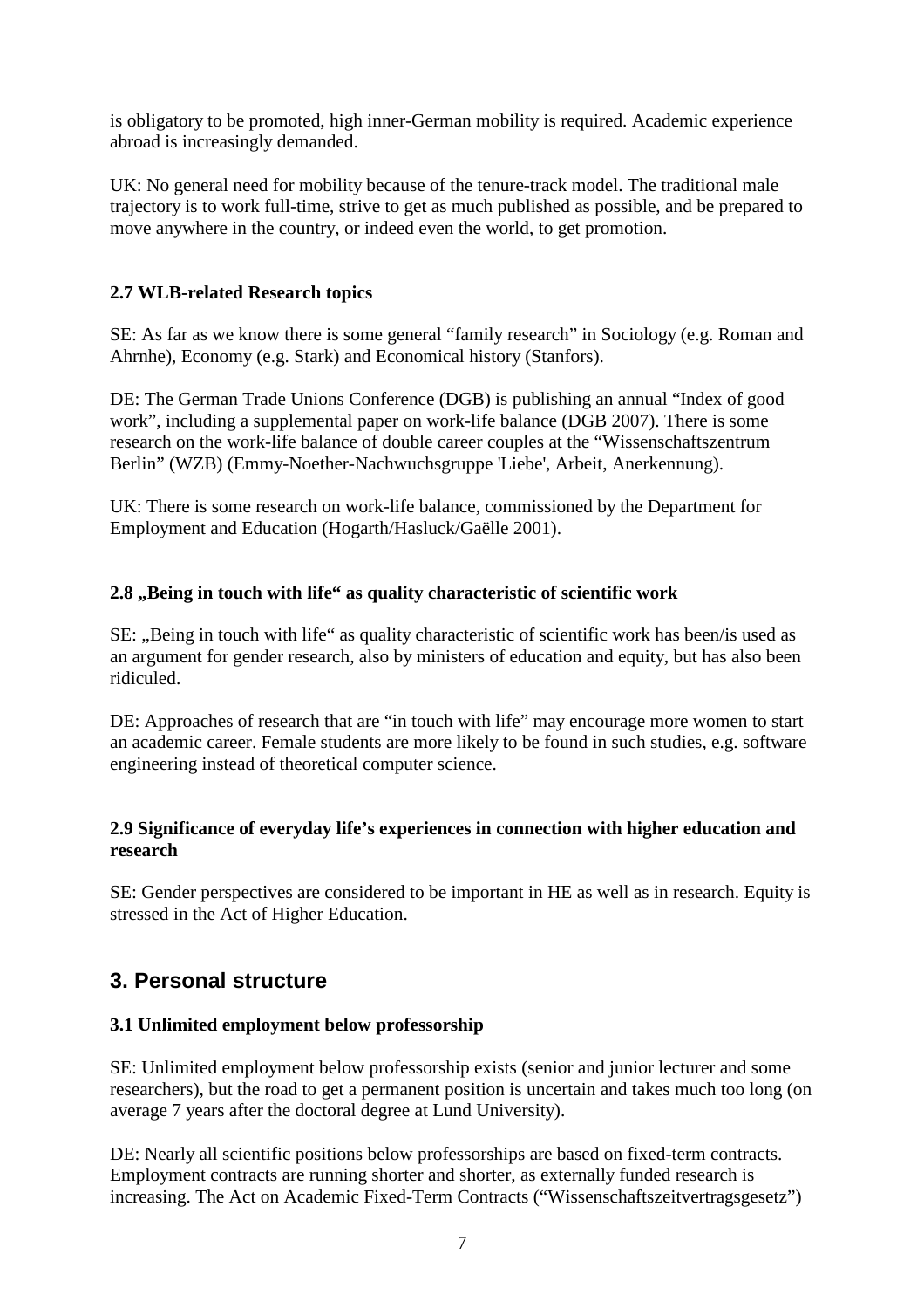is obligatory to be promoted, high inner-German mobility is required. Academic experience abroad is increasingly demanded.

UK: No general need for mobility because of the tenure-track model. The traditional male trajectory is to work full-time, strive to get as much published as possible, and be prepared to move anywhere in the country, or indeed even the world, to get promotion.

### 2.7 WLB-related Research topics

SE: As far as we know there is some general "family research" in Sociology (e.g. Roman and Ahrnhe), Economy (e.g. Stark) and Economical history (Stanfors).

DE: The German Trade Unions Conference (DGB) is publishing an annual "Index of good work", including a supplemental paper on work-life balance (DGB 2007). There is some research on the work-life balance of double career couples at the "Wissenschaftszentrum Berlin" (WZB) (Emmy-Noether-Nachwuchsgruppe 'Liebe', Arbeit, Anerkennung).

UK: There is some research on work-life balance, commissioned by the Department for Employment and Education (Hogarth/Hasluck/Gaëlle 2001).

### 2.8 „Being in touch with life" as quality characteristic of scientific work

SE: „Being in touch with life" as quality characteristic of scientific work has been/is used as an argument for gender research, also by ministers of education and equity, but has also been ridiculed.

DE: Approaches of research that are "in touch with life" may encourage more women to start an academic career. Female students are more likely to be found in such studies, e.g. software engineering instead of theoretical computer science.

### 2.9 Significance of everyday life's experiences in connection with higher education and research

SE: Gender perspectives are considered to be important in HE as well as in research. Equity is stressed in the Act of Higher Education.

## 3. Personal structure

### 3.1 Unlimited employment below professorship

SE: Unlimited employment below professorship exists (senior and junior lecturer and some researchers), but the road to get a permanent position is uncertain and takes much too long (on average 7 years after the doctoral degree at Lund University).

DE: Nearly all scientific positions below professorships are based on fixed-term contracts. Employment contracts are running shorter and shorter, as externally funded research is increasing. The Act on Academic Fixed-Term Contracts ("Wissenschaftszeitvertragsgesetz")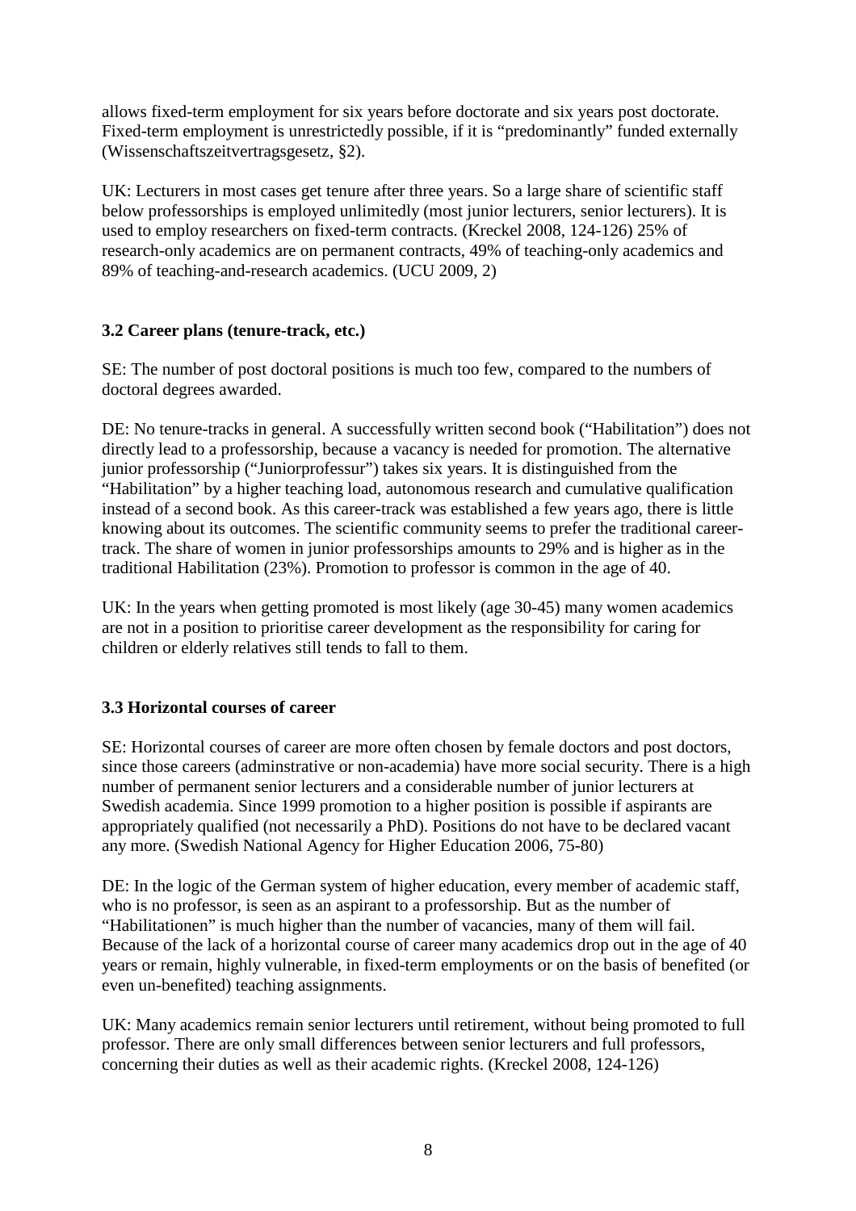allows fixed-term employment for six years before doctorate and six years post doctorate. Fixed-term employment is unrestrictedly possible, if it is "predominantly" funded externally (Wissenschaftszeitvertragsgesetz, §2).

UK: Lecturers in most cases get tenure after three years. So a large share of scientific staff below professorships is employed unlimitedly (most junior lecturers, senior lecturers). It is used to employ researchers on fixed-term contracts. (Kreckel 2008, 124-126) 25% of research-only academics are on permanent contracts, 49% of teaching-only academics and 89% of teaching-and-research academics. (UCU 2009, 2)

### 3.2 Career plans (tenure-track, etc.)

SE: The number of post doctoral positions is much too few, compared to the numbers of doctoral degrees awarded.

DE: No tenure-tracks in general. A successfully written second book ("Habilitation") does not directly lead to a professorship, because a vacancy is needed for promotion. The alternative junior professorship ("Juniorprofessur") takes six years. It is distinguished from the "Habilitation" by a higher teaching load, autonomous research and cumulative qualification instead of a second book. As this career-track was established a few years ago, there is little knowing about its outcomes. The scientific community seems to prefer the traditional career-track. The share of women in junior professorships amounts to 29% and is higher as in the traditional Habilitation (23%). Promotion to professor is common in the age of 40.

UK: In the years when getting promoted is most likely (age 30-45) many women academics are not in a position to prioritise career development as the responsibility for caring for children or elderly relatives still tends to fall to them.

### 3.3 Horizontal courses of career

SE: Horizontal courses of career are more often chosen by female doctors and post doctors, since those careers (adminstrative or non-academia) have more social security. There is a high number of permanent senior lecturers and a considerable number of junior lecturers at Swedish academia. Since 1999 promotion to a higher position is possible if aspirants are appropriately qualified (not necessarily a PhD). Positions do not have to be declared vacant any more. (Swedish National Agency for Higher Education 2006, 75-80)

DE: In the logic of the German system of higher education, every member of academic staff, who is no professor, is seen as an aspirant to a professorship. But as the number of "Habilitationen" is much higher than the number of vacancies, many of them will fail. Because of the lack of a horizontal course of career many academics drop out in the age of 40 years or remain, highly vulnerable, in fixed-term employments or on the basis of benefited (or even un-benefited) teaching assignments.

UK: Many academics remain senior lecturers until retirement, without being promoted to full professor. There are only small differences between senior lecturers and full professors, concerning their duties as well as their academic rights. (Kreckel 2008, 124-126)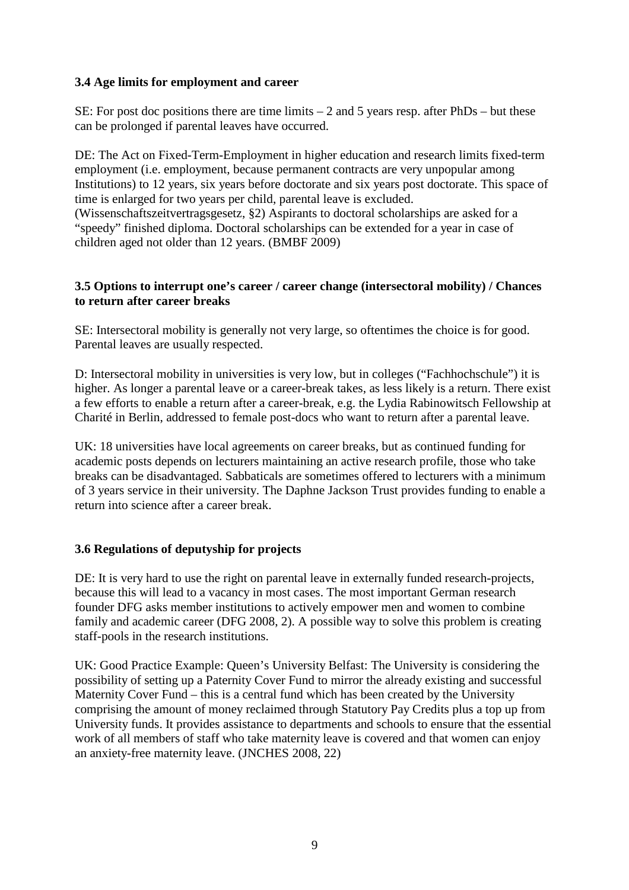### 3.4 Age limits for employment and career

SE: For post doc positions there are time limits – 2 and 5 years resp. after PhDs – but these can be prolonged if parental leaves have occurred.

DE: The Act on Fixed-Term-Employment in higher education and research limits fixed-term employment (i.e. employment, because permanent contracts are very unpopular among Institutions) to 12 years, six years before doctorate and six years post doctorate. This space of time is enlarged for two years per child, parental leave is excluded. (Wissenschaftszeitvertragsgesetz, §2) Aspirants to doctoral scholarships are asked for a "speedy" finished diploma. Doctoral scholarships can be extended for a year in case of children aged not older than 12 years. (BMBF 2009)

### 3.5 Options to interrupt one's career / career change (intersectoral mobility) / Chances to return after career breaks

SE: Intersectoral mobility is generally not very large, so oftentimes the choice is for good. Parental leaves are usually respected.

D: Intersectoral mobility in universities is very low, but in colleges ("Fachhochschule") it is higher. As longer a parental leave or a career-break takes, as less likely is a return. There exist a few efforts to enable a return after a career-break, e.g. the Lydia Rabinowitsch Fellowship at Charité in Berlin, addressed to female post-docs who want to return after a parental leave.

UK: 18 universities have local agreements on career breaks, but as continued funding for academic posts depends on lecturers maintaining an active research profile, those who take breaks can be disadvantaged. Sabbaticals are sometimes offered to lecturers with a minimum of 3 years service in their university. The Daphne Jackson Trust provides funding to enable a return into science after a career break.

### 3.6 Regulations of deputyship for projects

DE: It is very hard to use the right on parental leave in externally funded research-projects, because this will lead to a vacancy in most cases. The most important German research founder DFG asks member institutions to actively empower men and women to combine family and academic career (DFG 2008, 2). A possible way to solve this problem is creating staff-pools in the research institutions.

UK: Good Practice Example: Queen's University Belfast: The University is considering the possibility of setting up a Paternity Cover Fund to mirror the already existing and successful Maternity Cover Fund – this is a central fund which has been created by the University comprising the amount of money reclaimed through Statutory Pay Credits plus a top up from University funds. It provides assistance to departments and schools to ensure that the essential work of all members of staff who take maternity leave is covered and that women can enjoy an anxiety-free maternity leave. (JNCHES 2008, 22)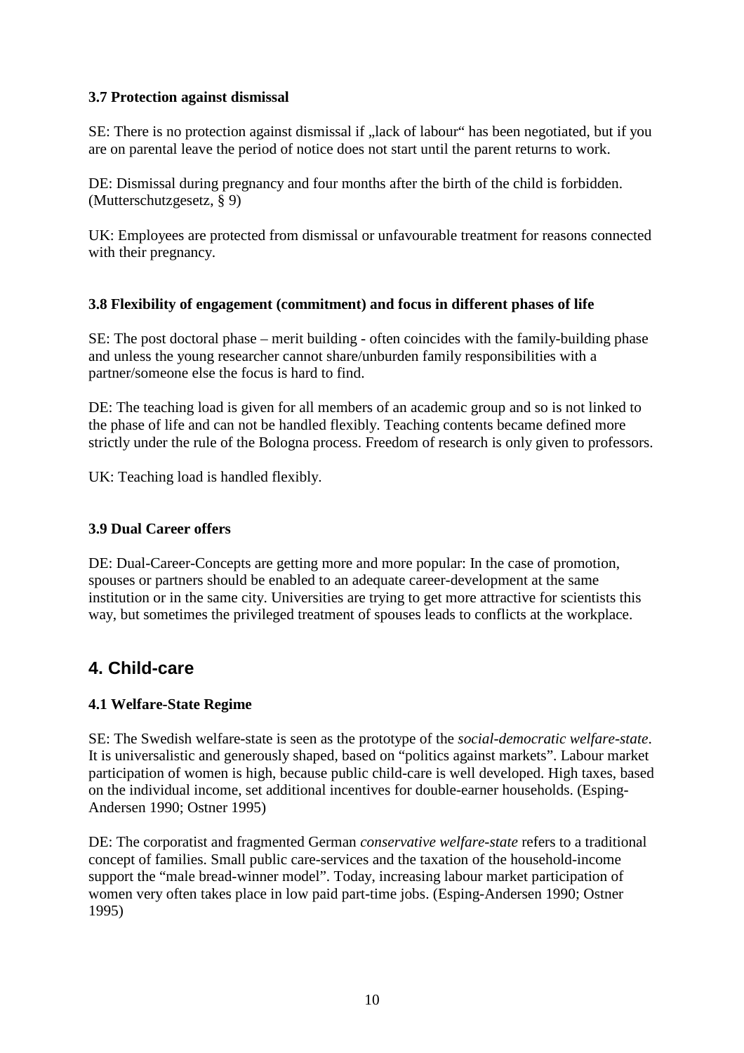### 3.7 Protection against dismissal

SE: There is no protection against dismissal if „lack of labour“ has been negotiated, but if you are on parental leave the period of notice does not start until the parent returns to work.

DE: Dismissal during pregnancy and four months after the birth of the child is forbidden. (Mutterschutzgesetz, § 9)

UK: Employees are protected from dismissal or unfavourable treatment for reasons connected with their pregnancy.

### 3.8 Flexibility of engagement (commitment) and focus in different phases of life

SE: The post doctoral phase – merit building - often coincides with the family-building phase and unless the young researcher cannot share/unburden family responsibilities with a partner/someone else the focus is hard to find.

DE: The teaching load is given for all members of an academic group and so is not linked to the phase of life and can not be handled flexibly. Teaching contents became defined more strictly under the rule of the Bologna process. Freedom of research is only given to professors.

UK: Teaching load is handled flexibly.

### 3.9 Dual Career offers

DE: Dual-Career-Concepts are getting more and more popular: In the case of promotion, spouses or partners should be enabled to an adequate career-development at the same institution or in the same city. Universities are trying to get more attractive for scientists this way, but sometimes the privileged treatment of spouses leads to conflicts at the workplace.

## 4. Child-care

### 4.1 Welfare-State Regime

SE: The Swedish welfare-state is seen as the prototype of the *social-democratic welfare-state*. It is universalistic and generously shaped, based on “politics against markets”. Labour market participation of women is high, because public child-care is well developed. High taxes, based on the individual income, set additional incentives for double-earner households. (Esping-Andersen 1990; Ostner 1995)

DE: The corporatist and fragmented German *conservative welfare-state* refers to a traditional concept of families. Small public care-services and the taxation of the household-income support the “male bread-winner model”. Today, increasing labour market participation of women very often takes place in low paid part-time jobs. (Esping-Andersen 1990; Ostner 1995)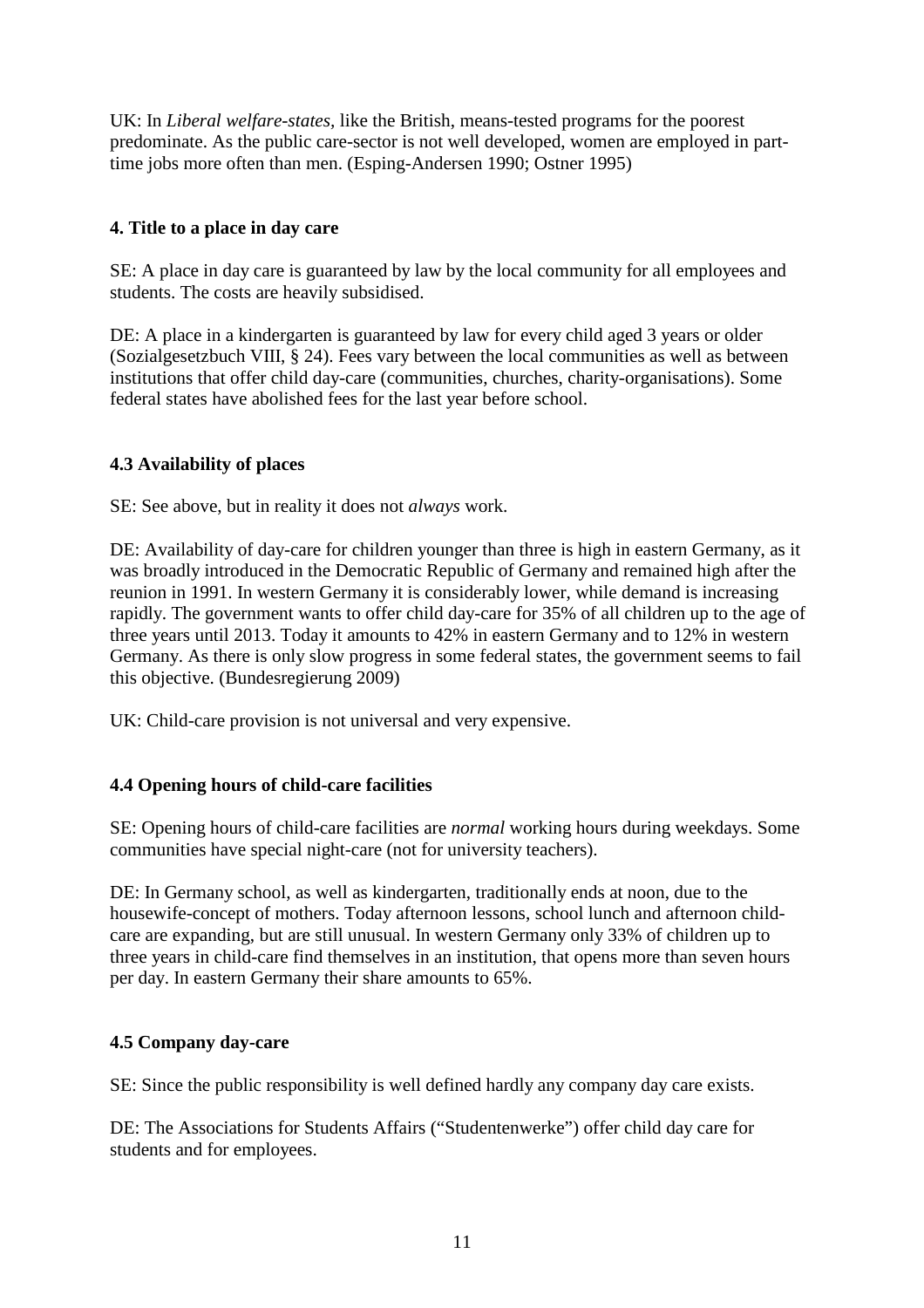UK: In *Liberal welfare-states*, like the British, means-tested programs for the poorest predominate. As the public care-sector is not well developed, women are employed in part-time jobs more often than men. (Esping-Andersen 1990; Ostner 1995)

### 4. Title to a place in day care

SE: A place in day care is guaranteed by law by the local community for all employees and students. The costs are heavily subsidised.

DE: A place in a kindergarten is guaranteed by law for every child aged 3 years or older (Sozialgesetzbuch VIII, § 24). Fees vary between the local communities as well as between institutions that offer child day-care (communities, churches, charity-organisations). Some federal states have abolished fees for the last year before school.

### 4.3 Availability of places

SE: See above, but in reality it does not *always* work.

DE: Availability of day-care for children younger than three is high in eastern Germany, as it was broadly introduced in the Democratic Republic of Germany and remained high after the reunion in 1991. In western Germany it is considerably lower, while demand is increasing rapidly. The government wants to offer child day-care for 35% of all children up to the age of three years until 2013. Today it amounts to 42% in eastern Germany and to 12% in western Germany. As there is only slow progress in some federal states, the government seems to fail this objective. (Bundesregierung 2009)

UK: Child-care provision is not universal and very expensive.

### 4.4 Opening hours of child-care facilities

SE: Opening hours of child-care facilities are *normal* working hours during weekdays. Some communities have special night-care (not for university teachers).

DE: In Germany school, as well as kindergarten, traditionally ends at noon, due to the housewife-concept of mothers. Today afternoon lessons, school lunch and afternoon child-care are expanding, but are still unusual. In western Germany only 33% of children up to three years in child-care find themselves in an institution, that opens more than seven hours per day. In eastern Germany their share amounts to 65%.

### 4.5 Company day-care

SE: Since the public responsibility is well defined hardly any company day care exists.

DE: The Associations for Students Affairs ("Studentenwerke") offer child day care for students and for employees.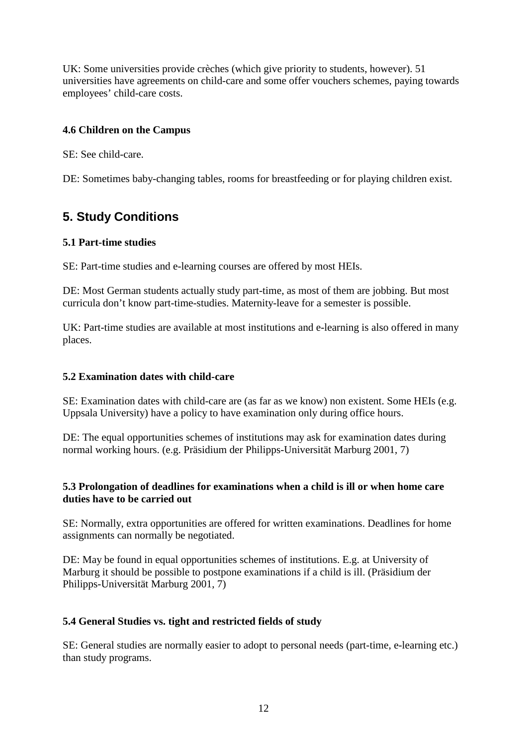UK: Some universities provide crèches (which give priority to students, however). 51 universities have agreements on child-care and some offer vouchers schemes, paying towards employees' child-care costs.

### 4.6 Children on the Campus

SE: See child-care.

DE: Sometimes baby-changing tables, rooms for breastfeeding or for playing children exist.

## 5. Study Conditions

### 5.1 Part-time studies

SE: Part-time studies and e-learning courses are offered by most HEIs.

DE: Most German students actually study part-time, as most of them are jobbing. But most curricula don't know part-time-studies. Maternity-leave for a semester is possible.

UK: Part-time studies are available at most institutions and e-learning is also offered in many places.

### 5.2 Examination dates with child-care

SE: Examination dates with child-care are (as far as we know) non existent. Some HEIs (e.g. Uppsala University) have a policy to have examination only during office hours.

DE: The equal opportunities schemes of institutions may ask for examination dates during normal working hours. (e.g. Präsidium der Philipps-Universität Marburg 2001, 7)

### 5.3 Prolongation of deadlines for examinations when a child is ill or when home care duties have to be carried out

SE: Normally, extra opportunities are offered for written examinations. Deadlines for home assignments can normally be negotiated.

DE: May be found in equal opportunities schemes of institutions. E.g. at University of Marburg it should be possible to postpone examinations if a child is ill. (Präsidium der Philipps-Universität Marburg 2001, 7)

### 5.4 General Studies vs. tight and restricted fields of study

SE: General studies are normally easier to adopt to personal needs (part-time, e-learning etc.) than study programs.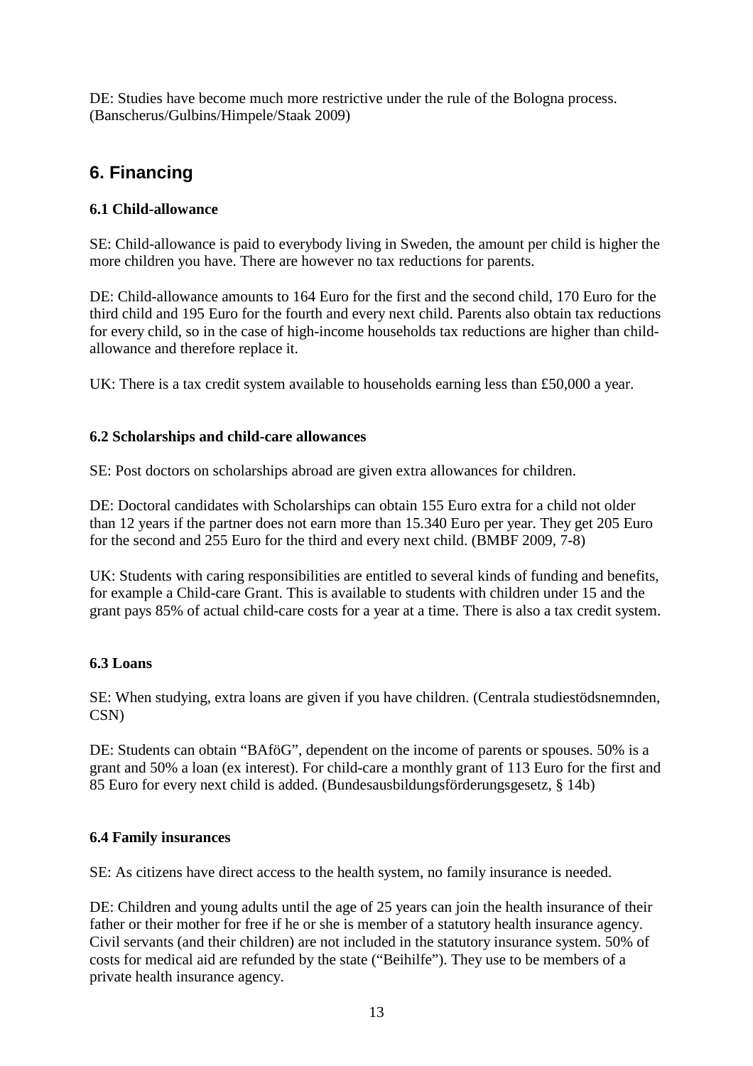DE: Studies have become much more restrictive under the rule of the Bologna process. (Banscherus/Gulbins/Himpele/Staak 2009)

## 6. Financing

### 6.1 Child-allowance

SE: Child-allowance is paid to everybody living in Sweden, the amount per child is higher the more children you have. There are however no tax reductions for parents.

DE: Child-allowance amounts to 164 Euro for the first and the second child, 170 Euro for the third child and 195 Euro for the fourth and every next child. Parents also obtain tax reductions for every child, so in the case of high-income households tax reductions are higher than child-allowance and therefore replace it.

UK: There is a tax credit system available to households earning less than £50,000 a year.

### 6.2 Scholarships and child-care allowances

SE: Post doctors on scholarships abroad are given extra allowances for children.

DE: Doctoral candidates with Scholarships can obtain 155 Euro extra for a child not older than 12 years if the partner does not earn more than 15.340 Euro per year. They get 205 Euro for the second and 255 Euro for the third and every next child. (BMBF 2009, 7-8)

UK: Students with caring responsibilities are entitled to several kinds of funding and benefits, for example a Child-care Grant. This is available to students with children under 15 and the grant pays 85% of actual child-care costs for a year at a time. There is also a tax credit system.

### 6.3 Loans

SE: When studying, extra loans are given if you have children. (Centrala studiestödsnemnden, CSN)

DE: Students can obtain "BAföG", dependent on the income of parents or spouses. 50% is a grant and 50% a loan (ex interest). For child-care a monthly grant of 113 Euro for the first and 85 Euro for every next child is added. (Bundesausbildungsförderungsgesetz, § 14b)

### 6.4 Family insurances

SE: As citizens have direct access to the health system, no family insurance is needed.

DE: Children and young adults until the age of 25 years can join the health insurance of their father or their mother for free if he or she is member of a statutory health insurance agency. Civil servants (and their children) are not included in the statutory insurance system. 50% of costs for medical aid are refunded by the state ("Beihilfe"). They use to be members of a private health insurance agency.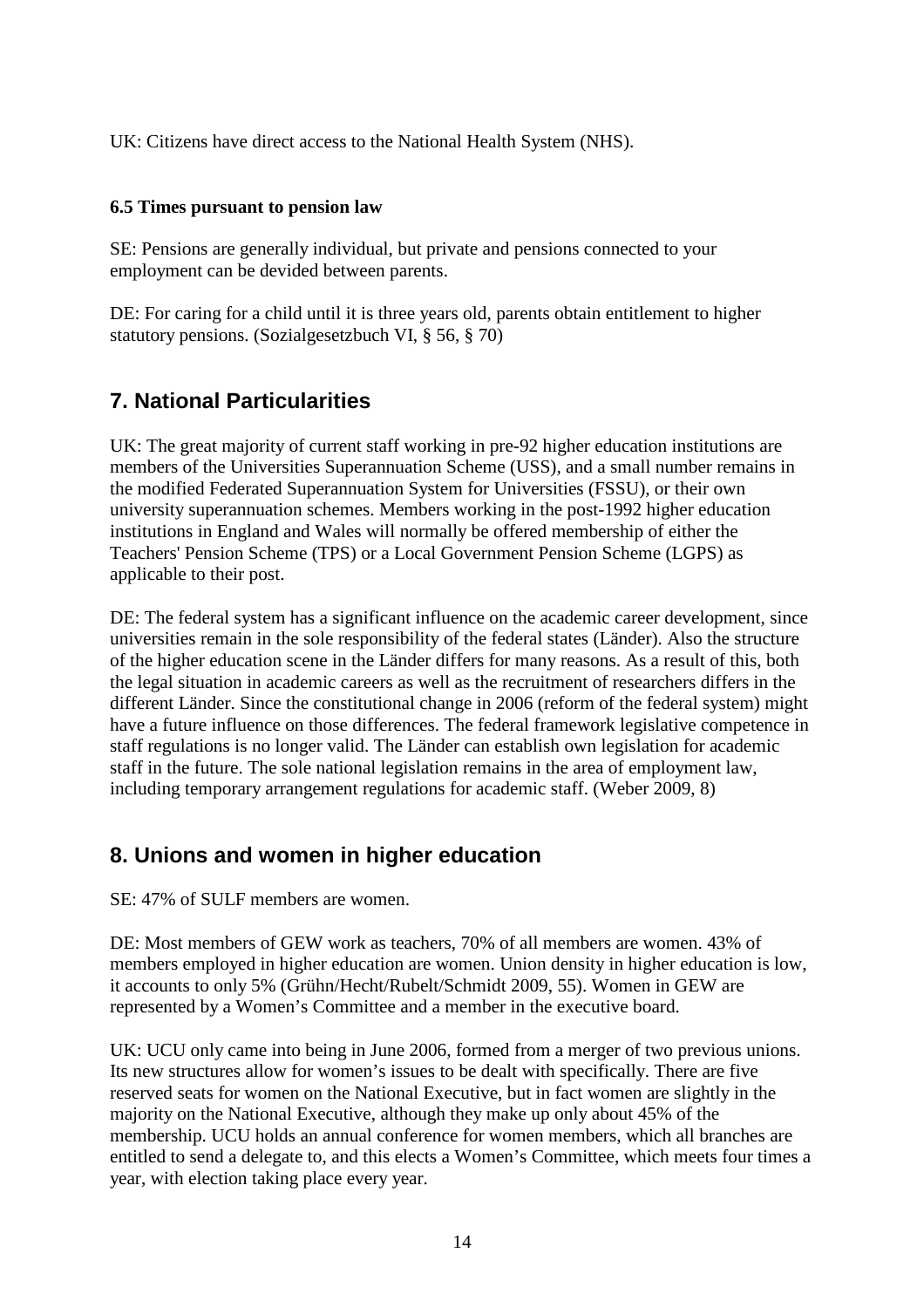UK: Citizens have direct access to the National Health System (NHS).

### 6.5 Times pursuant to pension law

SE: Pensions are generally individual, but private and pensions connected to your employment can be devided between parents.

DE: For caring for a child until it is three years old, parents obtain entitlement to higher statutory pensions. (Sozialgesetzbuch VI, § 56, § 70)

## 7. National Particularities

UK: The great majority of current staff working in pre-92 higher education institutions are members of the Universities Superannuation Scheme (USS), and a small number remains in the modified Federated Superannuation System for Universities (FSSU), or their own university superannuation schemes. Members working in the post-1992 higher education institutions in England and Wales will normally be offered membership of either the Teachers' Pension Scheme (TPS) or a Local Government Pension Scheme (LGPS) as applicable to their post.

DE: The federal system has a significant influence on the academic career development, since universities remain in the sole responsibility of the federal states (Länder). Also the structure of the higher education scene in the Länder differs for many reasons. As a result of this, both the legal situation in academic careers as well as the recruitment of researchers differs in the different Länder. Since the constitutional change in 2006 (reform of the federal system) might have a future influence on those differences. The federal framework legislative competence in staff regulations is no longer valid. The Länder can establish own legislation for academic staff in the future. The sole national legislation remains in the area of employment law, including temporary arrangement regulations for academic staff. (Weber 2009, 8)

## 8. Unions and women in higher education

SE: 47% of SULF members are women.

DE: Most members of GEW work as teachers, 70% of all members are women. 43% of members employed in higher education are women. Union density in higher education is low, it accounts to only 5% (Grühn/Hecht/Rubelt/Schmidt 2009, 55). Women in GEW are represented by a Women's Committee and a member in the executive board.

UK: UCU only came into being in June 2006, formed from a merger of two previous unions. Its new structures allow for women's issues to be dealt with specifically. There are five reserved seats for women on the National Executive, but in fact women are slightly in the majority on the National Executive, although they make up only about 45% of the membership. UCU holds an annual conference for women members, which all branches are entitled to send a delegate to, and this elects a Women's Committee, which meets four times a year, with election taking place every year.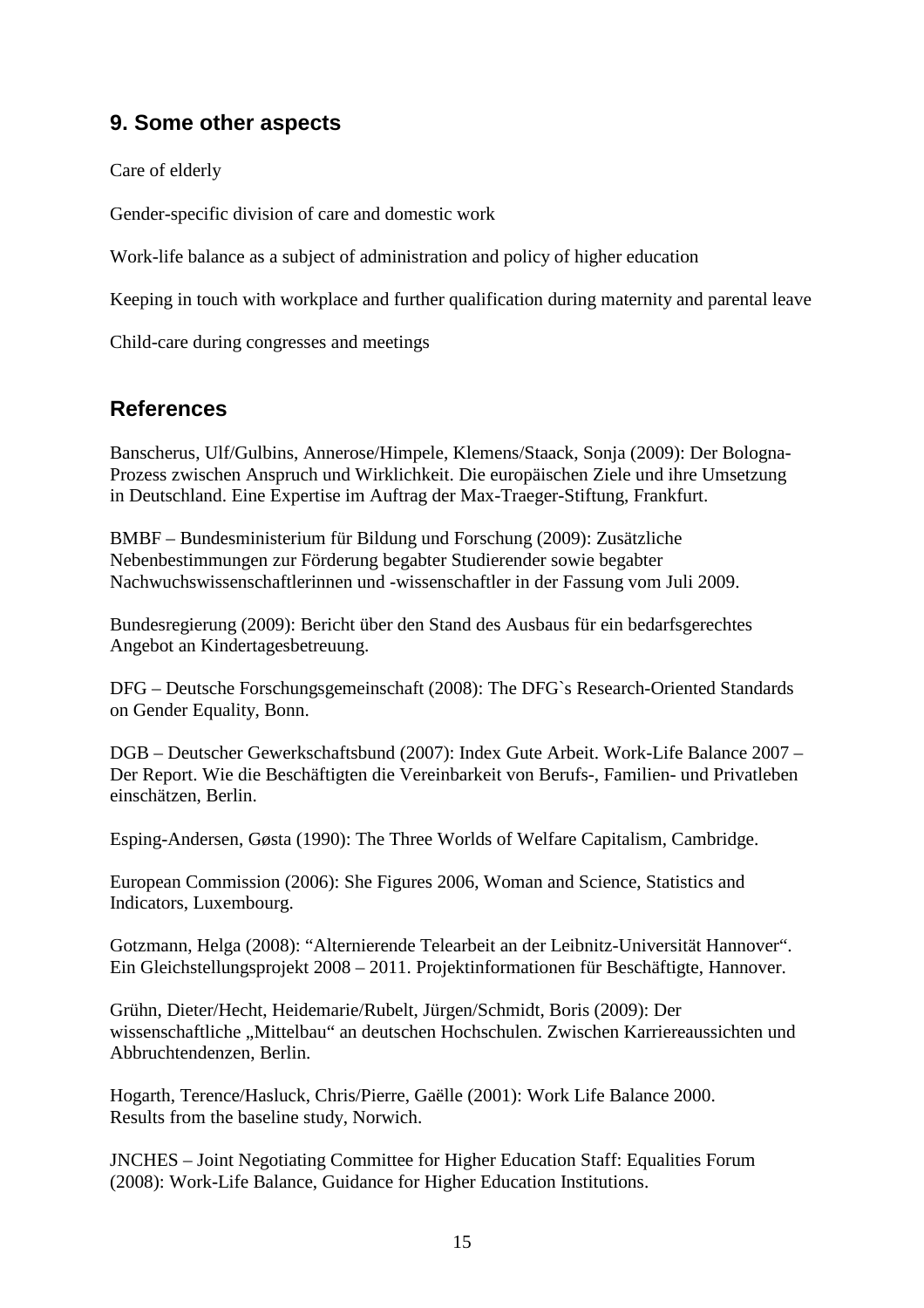## 9. Some other aspects

Care of elderly

Gender-specific division of care and domestic work

Work-life balance as a subject of administration and policy of higher education

Keeping in touch with workplace and further qualification during maternity and parental leave

Child-care during congresses and meetings

## References

Banscherus, Ulf/Gulbins, Annerose/Himpele, Klemens/Staack, Sonja (2009): Der Bologna-Prozess zwischen Anspruch und Wirklichkeit. Die europäischen Ziele und ihre Umsetzung in Deutschland. Eine Expertise im Auftrag der Max-Traeger-Stiftung, Frankfurt.

BMBF – Bundesministerium für Bildung und Forschung (2009): Zusätzliche Nebenbestimmungen zur Förderung begabter Studierender sowie begabter Nachwuchswissenschaftlerinnen und -wissenschaftler in der Fassung vom Juli 2009.

Bundesregierung (2009): Bericht über den Stand des Ausbaus für ein bedarfsgerechtes Angebot an Kindertagesbetreuung.

DFG – Deutsche Forschungsgemeinschaft (2008): The DFG`s Research-Oriented Standards on Gender Equality, Bonn.

DGB – Deutscher Gewerkschaftsbund (2007): Index Gute Arbeit. Work-Life Balance 2007 – Der Report. Wie die Beschäftigten die Vereinbarkeit von Berufs-, Familien- und Privatleben einschätzen, Berlin.

Esping-Andersen, Gøsta (1990): The Three Worlds of Welfare Capitalism, Cambridge.

European Commission (2006): She Figures 2006, Woman and Science, Statistics and Indicators, Luxembourg.

Gotzmann, Helga (2008): "Alternierende Telearbeit an der Leibnitz-Universität Hannover". Ein Gleichstellungsprojekt 2008 – 2011. Projektinformationen für Beschäftigte, Hannover.

Grühn, Dieter/Hecht, Heidemarie/Rubelt, Jürgen/Schmidt, Boris (2009): Der wissenschaftliche „Mittelbau" an deutschen Hochschulen. Zwischen Karriereaussichten und Abbruchtendenzen, Berlin.

Hogarth, Terence/Hasluck, Chris/Pierre, Gaëlle (2001): Work Life Balance 2000. Results from the baseline study, Norwich.

JNCHES – Joint Negotiating Committee for Higher Education Staff: Equalities Forum (2008): Work-Life Balance, Guidance for Higher Education Institutions.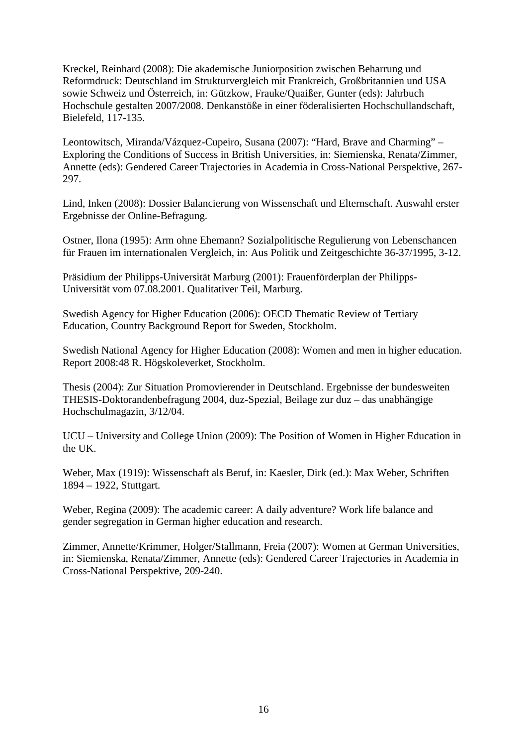Kreckel, Reinhard (2008): Die akademische Juniorposition zwischen Beharrung und Reformdruck: Deutschland im Strukturvergleich mit Frankreich, Großbritannien und USA sowie Schweiz und Österreich, in: Gützkow, Frauke/Quaißer, Gunter (eds): Jahrbuch Hochschule gestalten 2007/2008. Denkanstöße in einer föderalisierten Hochschullandschaft, Bielefeld, 117-135.

Leontowitsch, Miranda/Vázquez-Cupeiro, Susana (2007): "Hard, Brave and Charming" – Exploring the Conditions of Success in British Universities, in: Siemienska, Renata/Zimmer, Annette (eds): Gendered Career Trajectories in Academia in Cross-National Perspektive, 267-297.

Lind, Inken (2008): Dossier Balancierung von Wissenschaft und Elternschaft. Auswahl erster Ergebnisse der Online-Befragung.

Ostner, Ilona (1995): Arm ohne Ehemann? Sozialpolitische Regulierung von Lebenschancen für Frauen im internationalen Vergleich, in: Aus Politik und Zeitgeschichte 36-37/1995, 3-12.

Präsidium der Philipps-Universität Marburg (2001): Frauenförderplan der Philipps-Universität vom 07.08.2001. Qualitativer Teil, Marburg.

Swedish Agency for Higher Education (2006): OECD Thematic Review of Tertiary Education, Country Background Report for Sweden, Stockholm.

Swedish National Agency for Higher Education (2008): Women and men in higher education. Report 2008:48 R. Högskoleverket, Stockholm.

Thesis (2004): Zur Situation Promovierender in Deutschland. Ergebnisse der bundesweiten THESIS-Doktorandenbefragung 2004, duz-Spezial, Beilage zur duz – das unabhängige Hochschulmagazin, 3/12/04.

UCU – University and College Union (2009): The Position of Women in Higher Education in the UK.

Weber, Max (1919): Wissenschaft als Beruf, in: Kaesler, Dirk (ed.): Max Weber, Schriften 1894 – 1922, Stuttgart.

Weber, Regina (2009): The academic career: A daily adventure? Work life balance and gender segregation in German higher education and research.

Zimmer, Annette/Krimmer, Holger/Stallmann, Freia (2007): Women at German Universities, in: Siemienska, Renata/Zimmer, Annette (eds): Gendered Career Trajectories in Academia in Cross-National Perspektive, 209-240.